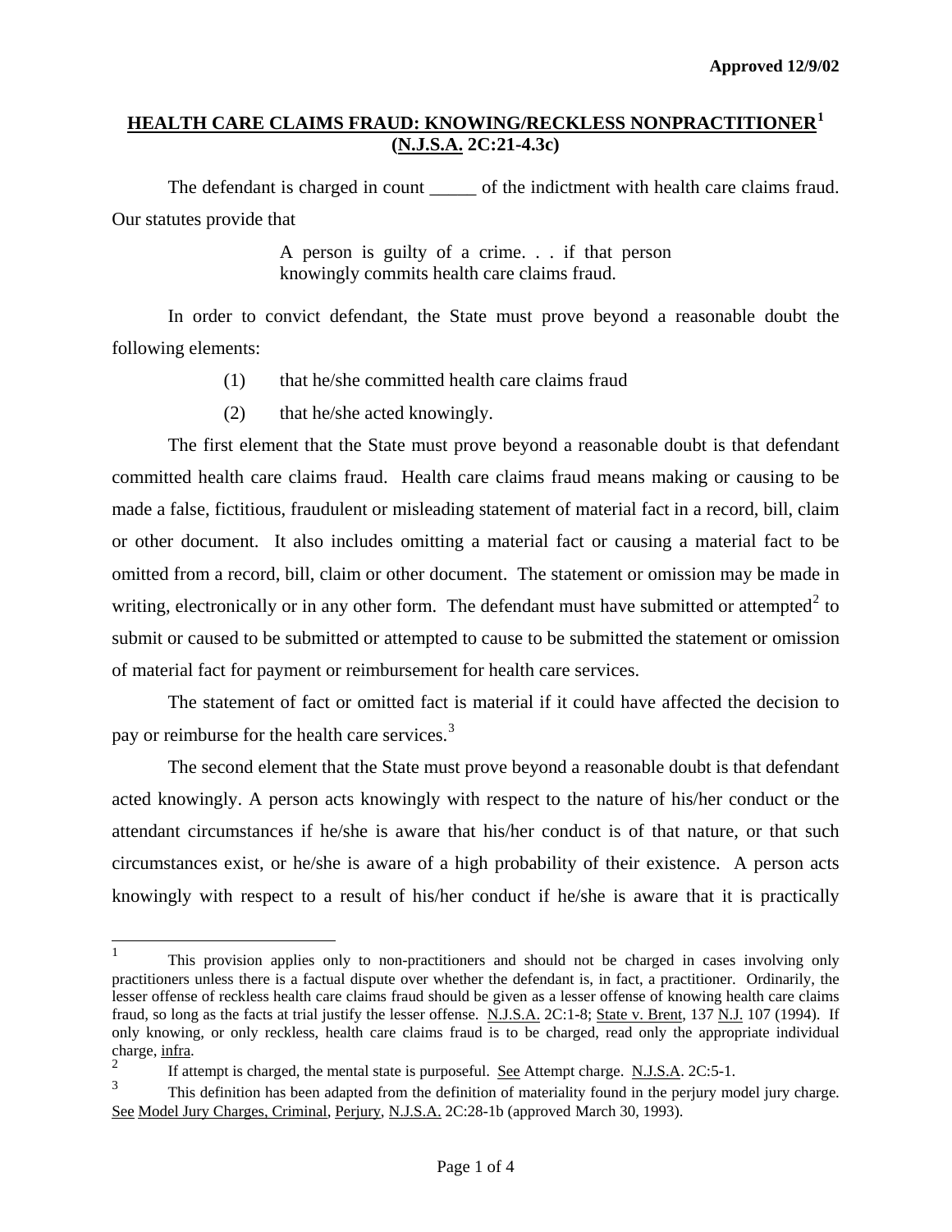Approved 12/9/02

## HEALTH CARE CLAIMS FRAUD: KNOWING/RECKLESS NONPRACTITIONER[1] (N.J.S.A. 2C:21-4.3c)

The defendant is charged in count _____ of the indictment with health care claims fraud. Our statutes provide that

> A person is guilty of a crime. . . if that person knowingly commits health care claims fraud.

In order to convict defendant, the State must prove beyond a reasonable doubt the following elements:

(1) that he/she committed health care claims fraud

(2) that he/she acted knowingly.

The first element that the State must prove beyond a reasonable doubt is that defendant committed health care claims fraud. Health care claims fraud means making or causing to be made a false, fictitious, fraudulent or misleading statement of material fact in a record, bill, claim or other document. It also includes omitting a material fact or causing a material fact to be omitted from a record, bill, claim or other document. The statement or omission may be made in writing, electronically or in any other form. The defendant must have submitted or attempted[2] to submit or caused to be submitted or attempted to cause to be submitted the statement or omission of material fact for payment or reimbursement for health care services.

The statement of fact or omitted fact is material if it could have affected the decision to pay or reimburse for the health care services.[3]

The second element that the State must prove beyond a reasonable doubt is that defendant acted knowingly. A person acts knowingly with respect to the nature of his/her conduct or the attendant circumstances if he/she is aware that his/her conduct is of that nature, or that such circumstances exist, or he/she is aware of a high probability of their existence. A person acts knowingly with respect to a result of his/her conduct if he/she is aware that it is practically

---

[1] This provision applies only to non-practitioners and should not be charged in cases involving only practitioners unless there is a factual dispute over whether the defendant is, in fact, a practitioner. Ordinarily, the lesser offense of reckless health care claims fraud should be given as a lesser offense of knowing health care claims fraud, so long as the facts at trial justify the lesser offense. N.J.S.A. 2C:1-8; State v. Brent, 137 N.J. 107 (1994). If only knowing, or only reckless, health care claims fraud is to be charged, read only the appropriate individual charge, infra.

[2] If attempt is charged, the mental state is purposeful. See Attempt charge. N.J.S.A. 2C:5-1.

[3] This definition has been adapted from the definition of materiality found in the perjury model jury charge. See Model Jury Charges, Criminal, Perjury, N.J.S.A. 2C:28-1b (approved March 30, 1993).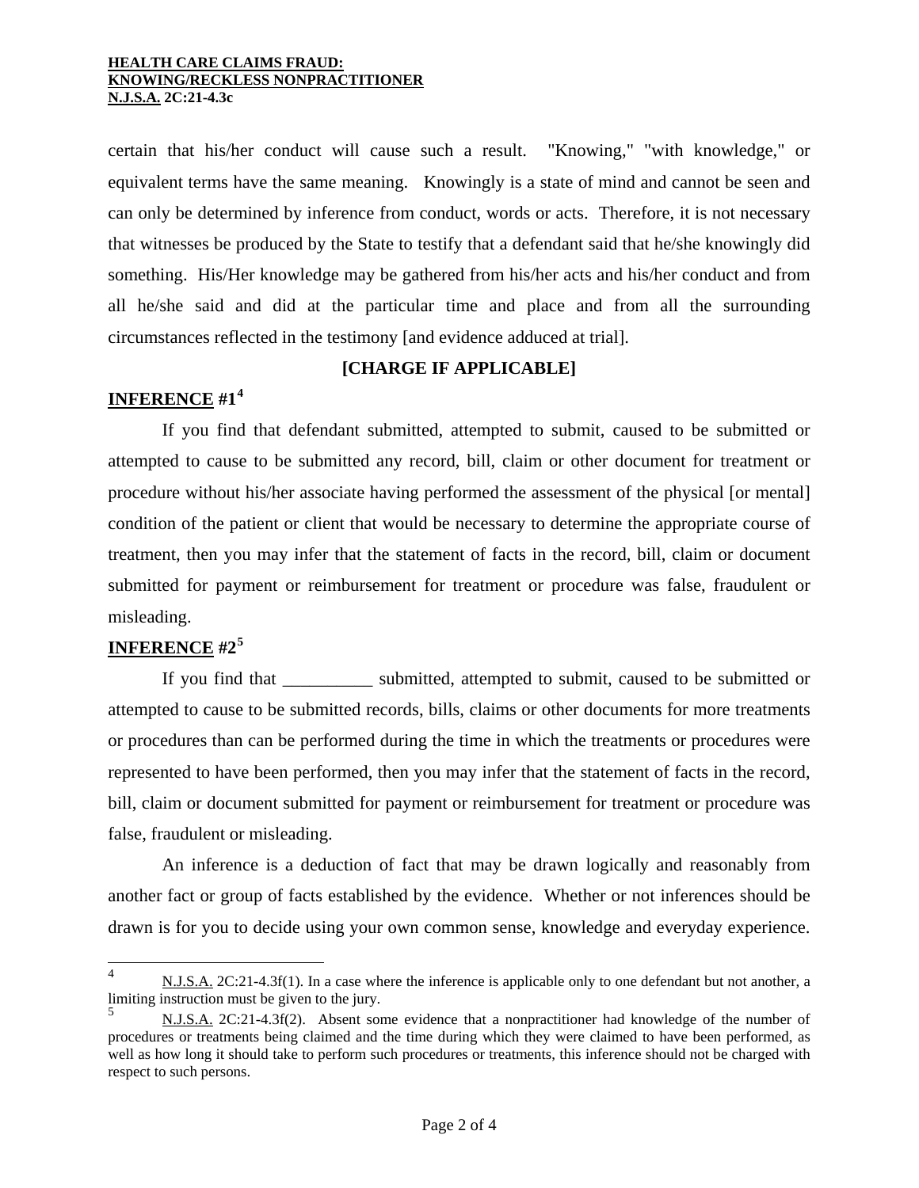certain that his/her conduct will cause such a result. "Knowing," "with knowledge," or equivalent terms have the same meaning. Knowingly is a state of mind and cannot be seen and can only be determined by inference from conduct, words or acts. Therefore, it is not necessary that witnesses be produced by the State to testify that a defendant said that he/she knowingly did something. His/Her knowledge may be gathered from his/her acts and his/her conduct and from all he/she said and did at the particular time and place and from all the surrounding circumstances reflected in the testimony [and evidence adduced at trial].

**[CHARGE IF APPLICABLE]**

**INFERENCE #1**[4]

If you find that defendant submitted, attempted to submit, caused to be submitted or attempted to cause to be submitted any record, bill, claim or other document for treatment or procedure without his/her associate having performed the assessment of the physical [or mental] condition of the patient or client that would be necessary to determine the appropriate course of treatment, then you may infer that the statement of facts in the record, bill, claim or document submitted for payment or reimbursement for treatment or procedure was false, fraudulent or misleading.

**INFERENCE #2**[5]

If you find that __________ submitted, attempted to submit, caused to be submitted or attempted to cause to be submitted records, bills, claims or other documents for more treatments or procedures than can be performed during the time in which the treatments or procedures were represented to have been performed, then you may infer that the statement of facts in the record, bill, claim or document submitted for payment or reimbursement for treatment or procedure was false, fraudulent or misleading.

An inference is a deduction of fact that may be drawn logically and reasonably from another fact or group of facts established by the evidence. Whether or not inferences should be drawn is for you to decide using your own common sense, knowledge and everyday experience.

---

[4] N.J.S.A. 2C:21-4.3f(1). In a case where the inference is applicable only to one defendant but not another, a limiting instruction must be given to the jury.

[5] N.J.S.A. 2C:21-4.3f(2). Absent some evidence that a nonpractitioner had knowledge of the number of procedures or treatments being claimed and the time during which they were claimed to have been performed, as well as how long it should take to perform such procedures or treatments, this inference should not be charged with respect to such persons.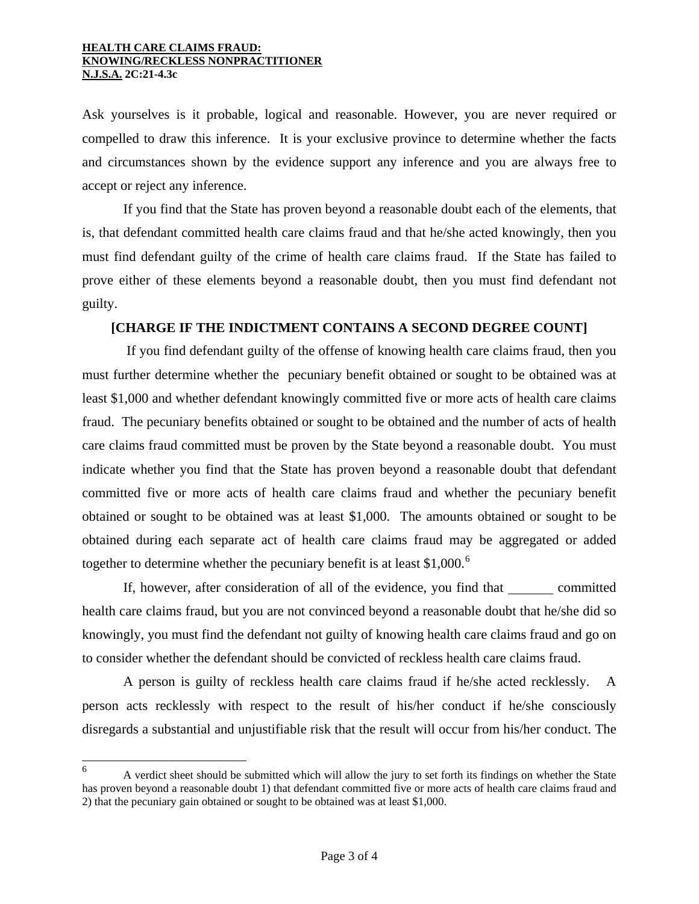Ask yourselves is it probable, logical and reasonable. However, you are never required or compelled to draw this inference. It is your exclusive province to determine whether the facts and circumstances shown by the evidence support any inference and you are always free to accept or reject any inference.

If you find that the State has proven beyond a reasonable doubt each of the elements, that is, that defendant committed health care claims fraud and that he/she acted knowingly, then you must find defendant guilty of the crime of health care claims fraud. If the State has failed to prove either of these elements beyond a reasonable doubt, then you must find defendant not guilty.

**[CHARGE IF THE INDICTMENT CONTAINS A SECOND DEGREE COUNT]**

If you find defendant guilty of the offense of knowing health care claims fraud, then you must further determine whether the pecuniary benefit obtained or sought to be obtained was at least $1,000 and whether defendant knowingly committed five or more acts of health care claims fraud. The pecuniary benefits obtained or sought to be obtained and the number of acts of health care claims fraud committed must be proven by the State beyond a reasonable doubt. You must indicate whether you find that the State has proven beyond a reasonable doubt that defendant committed five or more acts of health care claims fraud and whether the pecuniary benefit obtained or sought to be obtained was at least $1,000. The amounts obtained or sought to be obtained during each separate act of health care claims fraud may be aggregated or added together to determine whether the pecuniary benefit is at least $1,000.[6]

If, however, after consideration of all of the evidence, you find that _______ committed health care claims fraud, but you are not convinced beyond a reasonable doubt that he/she did so knowingly, you must find the defendant not guilty of knowing health care claims fraud and go on to consider whether the defendant should be convicted of reckless health care claims fraud.

A person is guilty of reckless health care claims fraud if he/she acted recklessly. A person acts recklessly with respect to the result of his/her conduct if he/she consciously disregards a substantial and unjustifiable risk that the result will occur from his/her conduct. The

---

[6] A verdict sheet should be submitted which will allow the jury to set forth its findings on whether the State has proven beyond a reasonable doubt 1) that defendant committed five or more acts of health care claims fraud and 2) that the pecuniary gain obtained or sought to be obtained was at least $1,000.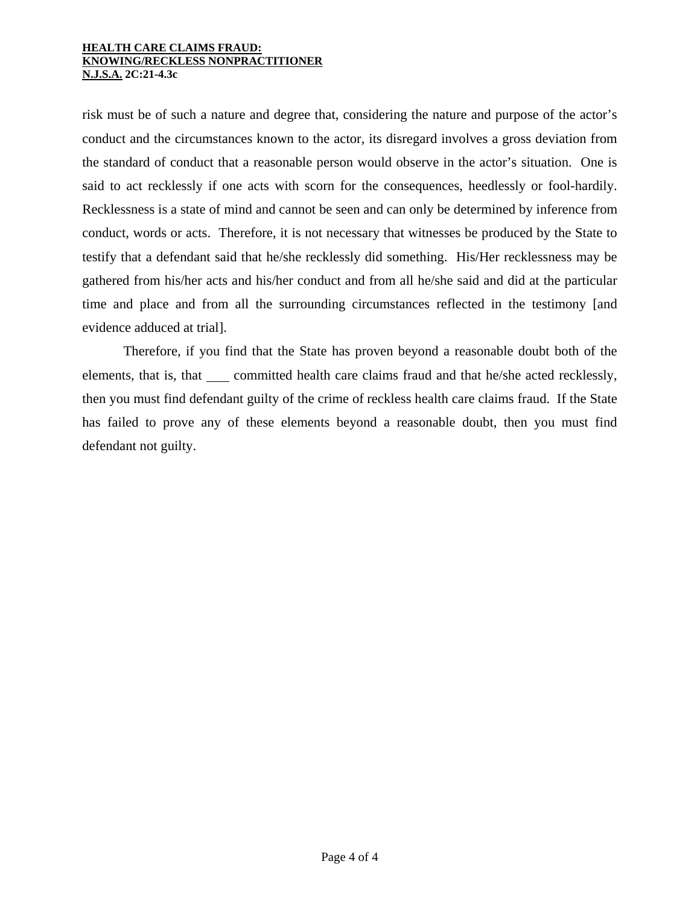risk must be of such a nature and degree that, considering the nature and purpose of the actor's conduct and the circumstances known to the actor, its disregard involves a gross deviation from the standard of conduct that a reasonable person would observe in the actor's situation. One is said to act recklessly if one acts with scorn for the consequences, heedlessly or fool-hardily. Recklessness is a state of mind and cannot be seen and can only be determined by inference from conduct, words or acts. Therefore, it is not necessary that witnesses be produced by the State to testify that a defendant said that he/she recklessly did something. His/Her recklessness may be gathered from his/her acts and his/her conduct and from all he/she said and did at the particular time and place and from all the surrounding circumstances reflected in the testimony [and evidence adduced at trial].

Therefore, if you find that the State has proven beyond a reasonable doubt both of the elements, that is, that ___ committed health care claims fraud and that he/she acted recklessly, then you must find defendant guilty of the crime of reckless health care claims fraud. If the State has failed to prove any of these elements beyond a reasonable doubt, then you must find defendant not guilty.